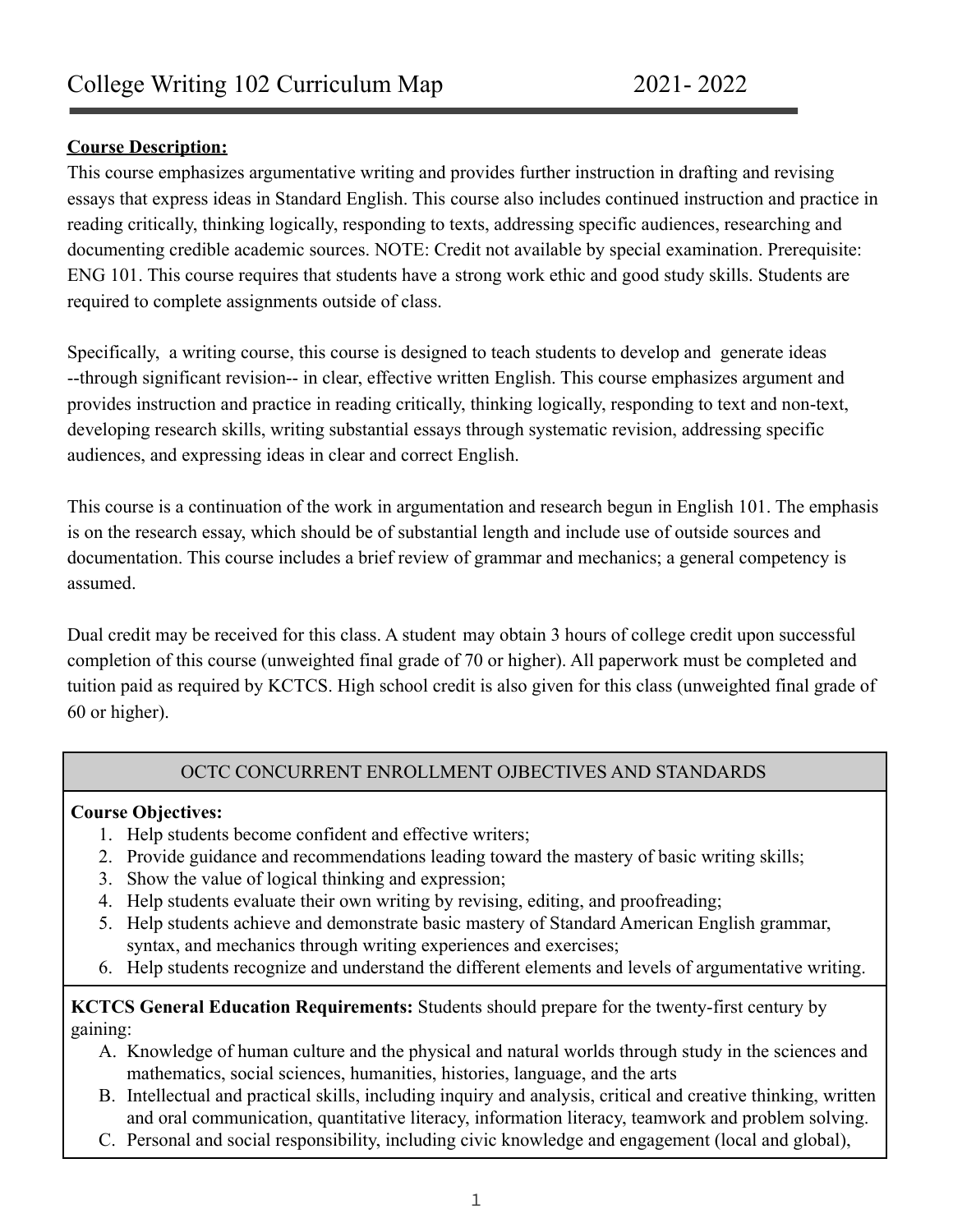# College Writing 102 Curriculum Map 2021- 2022

**Course Description:**

This course emphasizes argumentative writing and provides further instruction in drafting and revising essays that express ideas in Standard English. This course also includes continued instruction and practice in reading critically, thinking logically, responding to texts, addressing specific audiences, researching and documenting credible academic sources. NOTE: Credit not available by special examination. Prerequisite: ENG 101. This course requires that students have a strong work ethic and good study skills. Students are required to complete assignments outside of class.

Specifically, a writing course, this course is designed to teach students to develop and generate ideas --through significant revision-- in clear, effective written English. This course emphasizes argument and provides instruction and practice in reading critically, thinking logically, responding to text and non-text, developing research skills, writing substantial essays through systematic revision, addressing specific audiences, and expressing ideas in clear and correct English.

This course is a continuation of the work in argumentation and research begun in English 101. The emphasis is on the research essay, which should be of substantial length and include use of outside sources and documentation. This course includes a brief review of grammar and mechanics; a general competency is assumed.

Dual credit may be received for this class. A student may obtain 3 hours of college credit upon successful completion of this course (unweighted final grade of 70 or higher). All paperwork must be completed and tuition paid as required by KCTCS. High school credit is also given for this class (unweighted final grade of 60 or higher).

| OCTC CONCURRENT ENROLLMENT OJBECTIVES AND STANDARDS |
|---|
| **Course Objectives:**<br>1. Help students become confident and effective writers;<br>2. Provide guidance and recommendations leading toward the mastery of basic writing skills;<br>3. Show the value of logical thinking and expression;<br>4. Help students evaluate their own writing by revising, editing, and proofreading;<br>5. Help students achieve and demonstrate basic mastery of Standard American English grammar, syntax, and mechanics through writing experiences and exercises;<br>6. Help students recognize and understand the different elements and levels of argumentative writing. |
| **KCTCS General Education Requirements:** Students should prepare for the twenty-first century by gaining:<br>A. Knowledge of human culture and the physical and natural worlds through study in the sciences and mathematics, social sciences, humanities, histories, language, and the arts<br>B. Intellectual and practical skills, including inquiry and analysis, critical and creative thinking, written and oral communication, quantitative literacy, information literacy, teamwork and problem solving.<br>C. Personal and social responsibility, including civic knowledge and engagement (local and global), |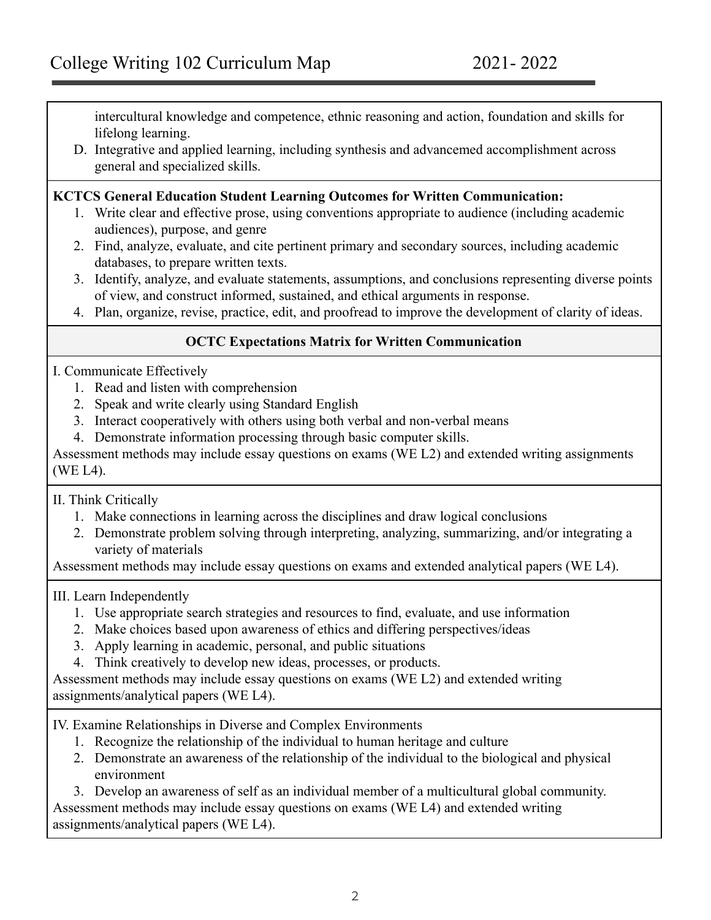intercultural knowledge and competence, ethnic reasoning and action, foundation and skills for lifelong learning.

D. Integrative and applied learning, including synthesis and advancemed accomplishment across general and specialized skills.

**KCTCS General Education Student Learning Outcomes for Written Communication:**

1. Write clear and effective prose, using conventions appropriate to audience (including academic audiences), purpose, and genre
2. Find, analyze, evaluate, and cite pertinent primary and secondary sources, including academic databases, to prepare written texts.
3. Identify, analyze, and evaluate statements, assumptions, and conclusions representing diverse points of view, and construct informed, sustained, and ethical arguments in response.
4. Plan, organize, revise, practice, edit, and proofread to improve the development of clarity of ideas.

**OCTC Expectations Matrix for Written Communication**

I. Communicate Effectively

1. Read and listen with comprehension
2. Speak and write clearly using Standard English
3. Interact cooperatively with others using both verbal and non-verbal means
4. Demonstrate information processing through basic computer skills.

Assessment methods may include essay questions on exams (WE L2) and extended writing assignments (WE L4).

II. Think Critically

1. Make connections in learning across the disciplines and draw logical conclusions
2. Demonstrate problem solving through interpreting, analyzing, summarizing, and/or integrating a variety of materials

Assessment methods may include essay questions on exams and extended analytical papers (WE L4).

III. Learn Independently

1. Use appropriate search strategies and resources to find, evaluate, and use information
2. Make choices based upon awareness of ethics and differing perspectives/ideas
3. Apply learning in academic, personal, and public situations
4. Think creatively to develop new ideas, processes, or products.

Assessment methods may include essay questions on exams (WE L2) and extended writing assignments/analytical papers (WE L4).

IV. Examine Relationships in Diverse and Complex Environments

1. Recognize the relationship of the individual to human heritage and culture
2. Demonstrate an awareness of the relationship of the individual to the biological and physical environment
3. Develop an awareness of self as an individual member of a multicultural global community.

Assessment methods may include essay questions on exams (WE L4) and extended writing assignments/analytical papers (WE L4).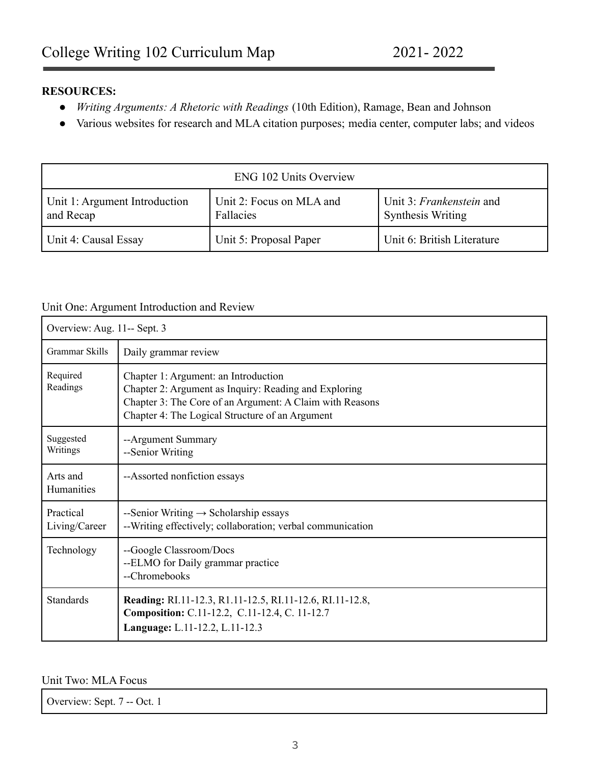# College Writing 102 Curriculum Map 2021- 2022

**RESOURCES:**

- *Writing Arguments: A Rhetoric with Readings* (10th Edition), Ramage, Bean and Johnson
- Various websites for research and MLA citation purposes; media center, computer labs; and videos

| ENG 102 Units Overview | | |
|---|---|---|
| Unit 1: Argument Introduction and Recap | Unit 2: Focus on MLA and Fallacies | Unit 3: *Frankenstein* and Synthesis Writing |
| Unit 4: Causal Essay | Unit 5: Proposal Paper | Unit 6: British Literature |

Unit One: Argument Introduction and Review

| Overview: Aug. 11-- Sept. 3 | |
|---|---|
| Grammar Skills | Daily grammar review |
| Required Readings | Chapter 1: Argument: an Introduction<br>Chapter 2: Argument as Inquiry: Reading and Exploring<br>Chapter 3: The Core of an Argument: A Claim with Reasons<br>Chapter 4: The Logical Structure of an Argument |
| Suggested Writings | --Argument Summary<br>--Senior Writing |
| Arts and Humanities | --Assorted nonfiction essays |
| Practical Living/Career | --Senior Writing → Scholarship essays<br>--Writing effectively; collaboration; verbal communication |
| Technology | --Google Classroom/Docs<br>--ELMO for Daily grammar practice<br>--Chromebooks |
| Standards | **Reading:** RI.11-12.3, R1.11-12.5, RI.11-12.6, RI.11-12.8,<br>**Composition:** C.11-12.2, C.11-12.4, C. 11-12.7<br>**Language:** L.11-12.2, L.11-12.3 |

Unit Two: MLA Focus

| Overview: Sept. 7 -- Oct. 1 |
|---|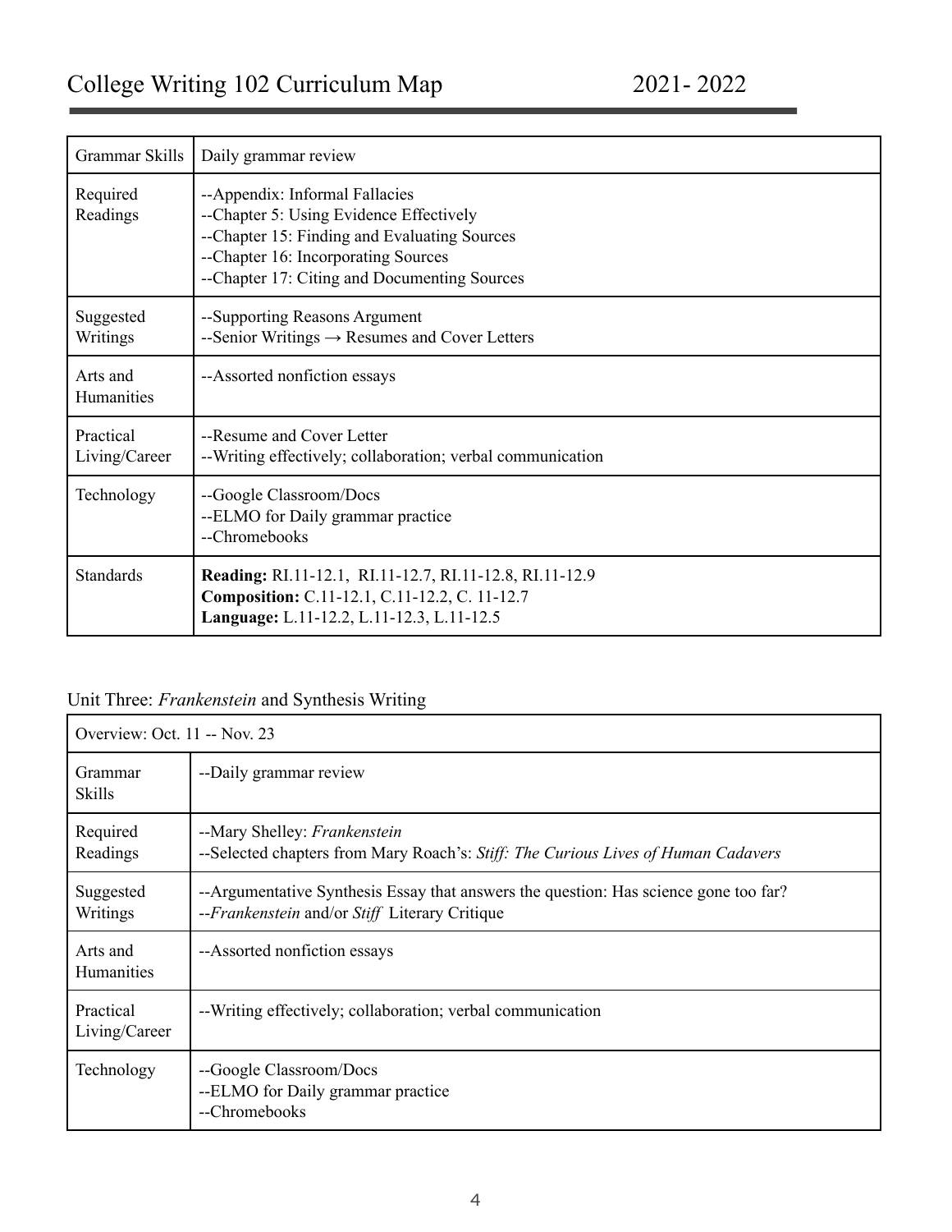# College Writing 102 Curriculum Map 2021- 2022

| Grammar Skills | Daily grammar review |
|---|---|
| Required Readings | --Appendix: Informal Fallacies<br>--Chapter 5: Using Evidence Effectively<br>--Chapter 15: Finding and Evaluating Sources<br>--Chapter 16: Incorporating Sources<br>--Chapter 17: Citing and Documenting Sources |
| Suggested Writings | --Supporting Reasons Argument<br>--Senior Writings → Resumes and Cover Letters |
| Arts and Humanities | --Assorted nonfiction essays |
| Practical Living/Career | --Resume and Cover Letter<br>--Writing effectively; collaboration; verbal communication |
| Technology | --Google Classroom/Docs<br>--ELMO for Daily grammar practice<br>--Chromebooks |
| Standards | **Reading:** RI.11-12.1, RI.11-12.7, RI.11-12.8, RI.11-12.9<br>**Composition:** C.11-12.1, C.11-12.2, C. 11-12.7<br>**Language:** L.11-12.2, L.11-12.3, L.11-12.5 |

## Unit Three: *Frankenstein* and Synthesis Writing

| Overview: Oct. 11 -- Nov. 23 | |
|---|---|
| Grammar Skills | --Daily grammar review |
| Required Readings | --Mary Shelley: *Frankenstein*<br>--Selected chapters from Mary Roach's: *Stiff: The Curious Lives of Human Cadavers* |
| Suggested Writings | --Argumentative Synthesis Essay that answers the question: Has science gone too far?<br>--*Frankenstein* and/or *Stiff* Literary Critique |
| Arts and Humanities | --Assorted nonfiction essays |
| Practical Living/Career | --Writing effectively; collaboration; verbal communication |
| Technology | --Google Classroom/Docs<br>--ELMO for Daily grammar practice<br>--Chromebooks |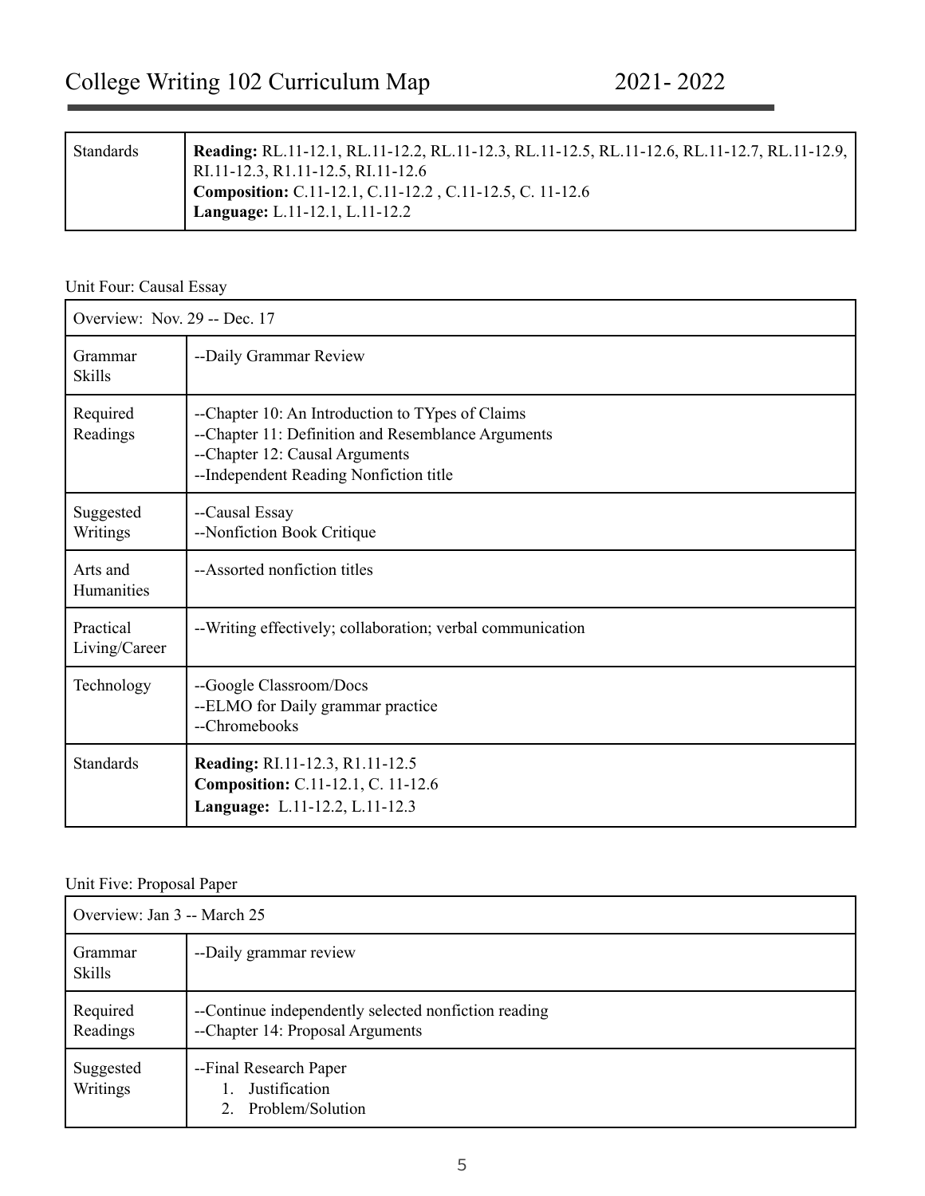# College Writing 102 Curriculum Map 2021- 2022

| Standards | **Reading:** RL.11-12.1, RL.11-12.2, RL.11-12.3, RL.11-12.5, RL.11-12.6, RL.11-12.7, RL.11-12.9, RI.11-12.3, R1.11-12.5, RI.11-12.6<br>**Composition:** C.11-12.1, C.11-12.2 , C.11-12.5, C. 11-12.6<br>**Language:** L.11-12.1, L.11-12.2 |
|---|---|

Unit Four: Causal Essay

| Overview: Nov. 29 -- Dec. 17 | |
|---|---|
| Grammar Skills | --Daily Grammar Review |
| Required Readings | --Chapter 10: An Introduction to TYpes of Claims<br>--Chapter 11: Definition and Resemblance Arguments<br>--Chapter 12: Causal Arguments<br>--Independent Reading Nonfiction title |
| Suggested Writings | --Causal Essay<br>--Nonfiction Book Critique |
| Arts and Humanities | --Assorted nonfiction titles |
| Practical Living/Career | --Writing effectively; collaboration; verbal communication |
| Technology | --Google Classroom/Docs<br>--ELMO for Daily grammar practice<br>--Chromebooks |
| Standards | **Reading:** RI.11-12.3, R1.11-12.5<br>**Composition:** C.11-12.1, C. 11-12.6<br>**Language:** L.11-12.2, L.11-12.3 |

Unit Five: Proposal Paper

| Overview: Jan 3 -- March 25 | |
|---|---|
| Grammar Skills | --Daily grammar review |
| Required Readings | --Continue independently selected nonfiction reading<br>--Chapter 14: Proposal Arguments |
| Suggested Writings | --Final Research Paper<br>1. Justification<br>2. Problem/Solution |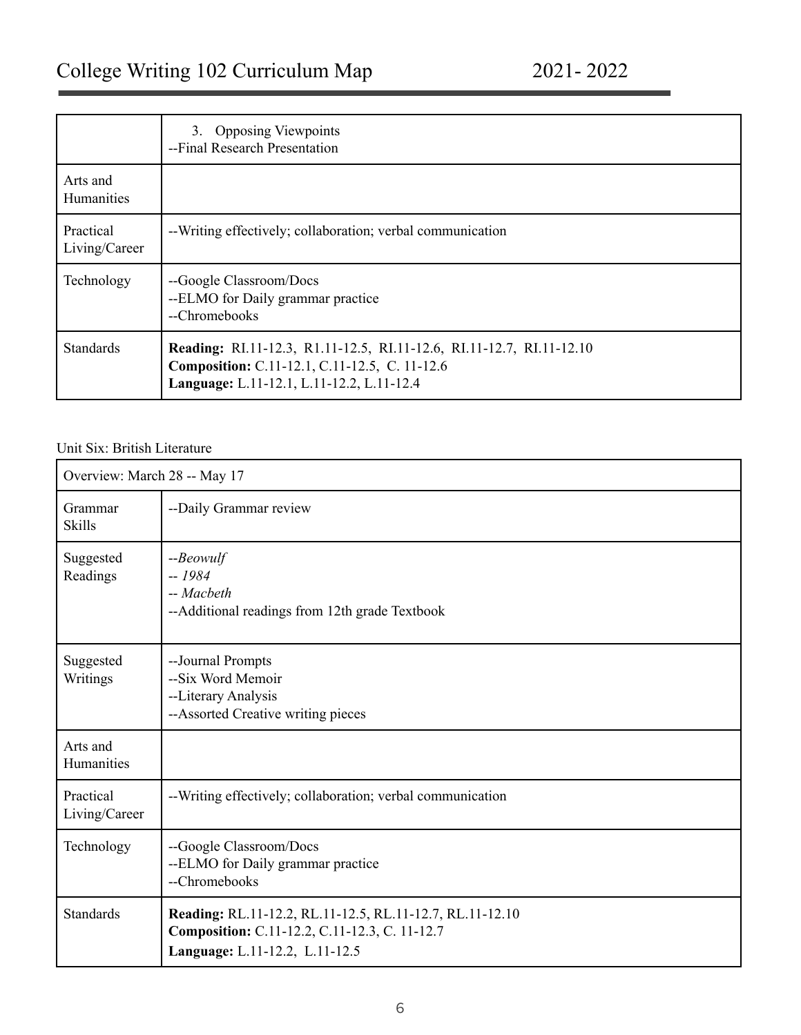| | 3. Opposing Viewpoints<br>--Final Research Presentation |
|---|---|
| Arts and Humanities | |
| Practical Living/Career | --Writing effectively; collaboration; verbal communication |
| Technology | --Google Classroom/Docs<br>--ELMO for Daily grammar practice<br>--Chromebooks |
| Standards | **Reading:** RI.11-12.3, R1.11-12.5, RI.11-12.6, RI.11-12.7, RI.11-12.10<br>**Composition:** C.11-12.1, C.11-12.5, C. 11-12.6<br>**Language:** L.11-12.1, L.11-12.2, L.11-12.4 |

Unit Six: British Literature

| Overview: March 28 -- May 17 | |
|---|---|
| Grammar Skills | --Daily Grammar review |
| Suggested Readings | --*Beowulf*<br>-- *1984*<br>-- *Macbeth*<br>--Additional readings from 12th grade Textbook |
| Suggested Writings | --Journal Prompts<br>--Six Word Memoir<br>--Literary Analysis<br>--Assorted Creative writing pieces |
| Arts and Humanities | |
| Practical Living/Career | --Writing effectively; collaboration; verbal communication |
| Technology | --Google Classroom/Docs<br>--ELMO for Daily grammar practice<br>--Chromebooks |
| Standards | **Reading:** RL.11-12.2, RL.11-12.5, RL.11-12.7, RL.11-12.10<br>**Composition:** C.11-12.2, C.11-12.3, C. 11-12.7<br>**Language:** L.11-12.2, L.11-12.5 |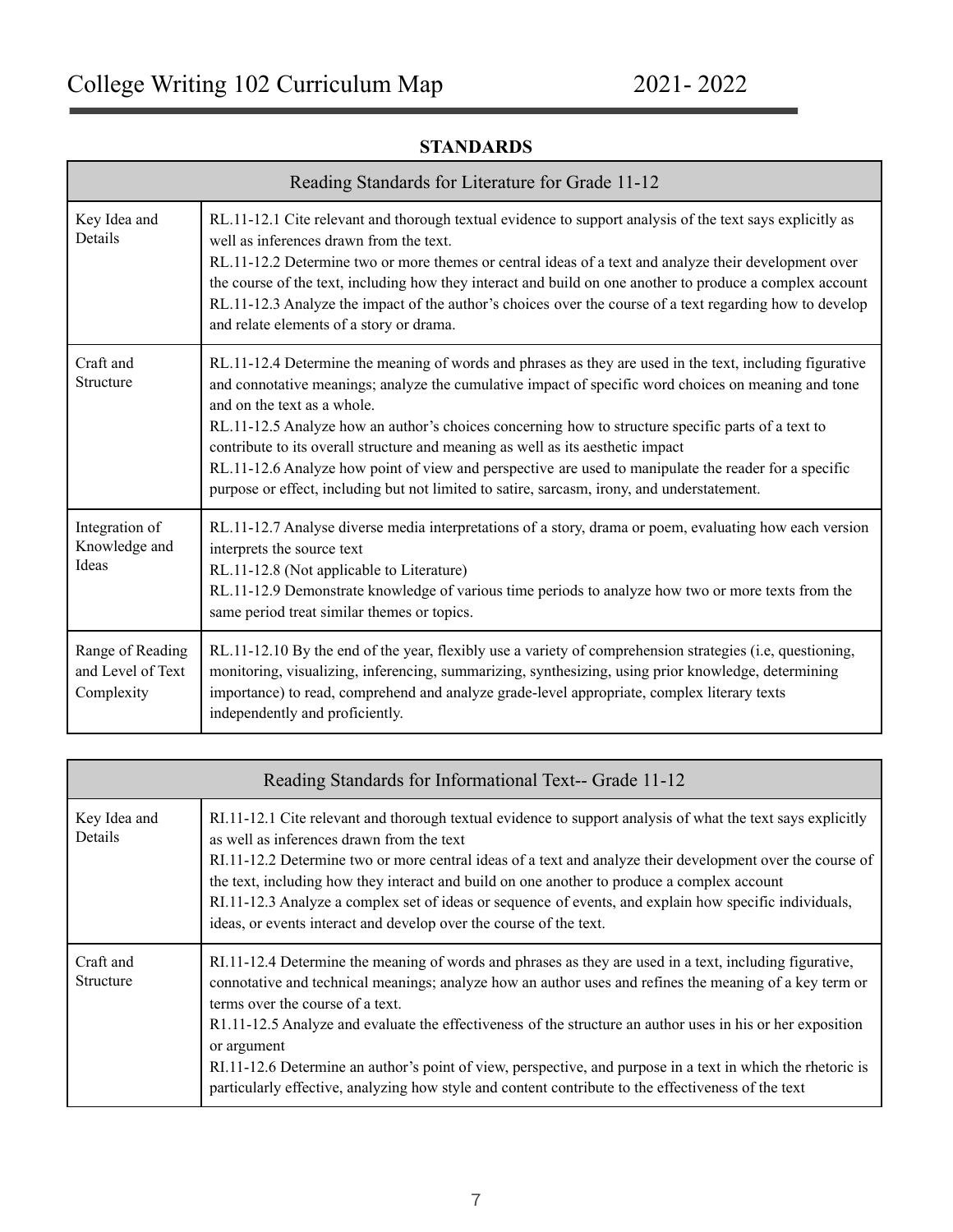## STANDARDS

| Reading Standards for Literature for Grade 11-12 | |
|---|---|
| Key Idea and Details | RL.11-12.1 Cite relevant and thorough textual evidence to support analysis of the text says explicitly as well as inferences drawn from the text.<br>RL.11-12.2 Determine two or more themes or central ideas of a text and analyze their development over the course of the text, including how they interact and build on one another to produce a complex account<br>RL.11-12.3 Analyze the impact of the author's choices over the course of a text regarding how to develop and relate elements of a story or drama. |
| Craft and Structure | RL.11-12.4 Determine the meaning of words and phrases as they are used in the text, including figurative and connotative meanings; analyze the cumulative impact of specific word choices on meaning and tone and on the text as a whole.<br>RL.11-12.5 Analyze how an author's choices concerning how to structure specific parts of a text to contribute to its overall structure and meaning as well as its aesthetic impact<br>RL.11-12.6 Analyze how point of view and perspective are used to manipulate the reader for a specific purpose or effect, including but not limited to satire, sarcasm, irony, and understatement. |
| Integration of Knowledge and Ideas | RL.11-12.7 Analyse diverse media interpretations of a story, drama or poem, evaluating how each version interprets the source text<br>RL.11-12.8 (Not applicable to Literature)<br>RL.11-12.9 Demonstrate knowledge of various time periods to analyze how two or more texts from the same period treat similar themes or topics. |
| Range of Reading and Level of Text Complexity | RL.11-12.10 By the end of the year, flexibly use a variety of comprehension strategies (i.e, questioning, monitoring, visualizing, inferencing, summarizing, synthesizing, using prior knowledge, determining importance) to read, comprehend and analyze grade-level appropriate, complex literary texts independently and proficiently. |

| Reading Standards for Informational Text-- Grade 11-12 | |
|---|---|
| Key Idea and Details | RI.11-12.1 Cite relevant and thorough textual evidence to support analysis of what the text says explicitly as well as inferences drawn from the text<br>RI.11-12.2 Determine two or more central ideas of a text and analyze their development over the course of the text, including how they interact and build on one another to produce a complex account<br>RI.11-12.3 Analyze a complex set of ideas or sequence of events, and explain how specific individuals, ideas, or events interact and develop over the course of the text. |
| Craft and Structure | RI.11-12.4 Determine the meaning of words and phrases as they are used in a text, including figurative, connotative and technical meanings; analyze how an author uses and refines the meaning of a key term or terms over the course of a text.<br>R1.11-12.5 Analyze and evaluate the effectiveness of the structure an author uses in his or her exposition or argument<br>RI.11-12.6 Determine an author's point of view, perspective, and purpose in a text in which the rhetoric is particularly effective, analyzing how style and content contribute to the effectiveness of the text |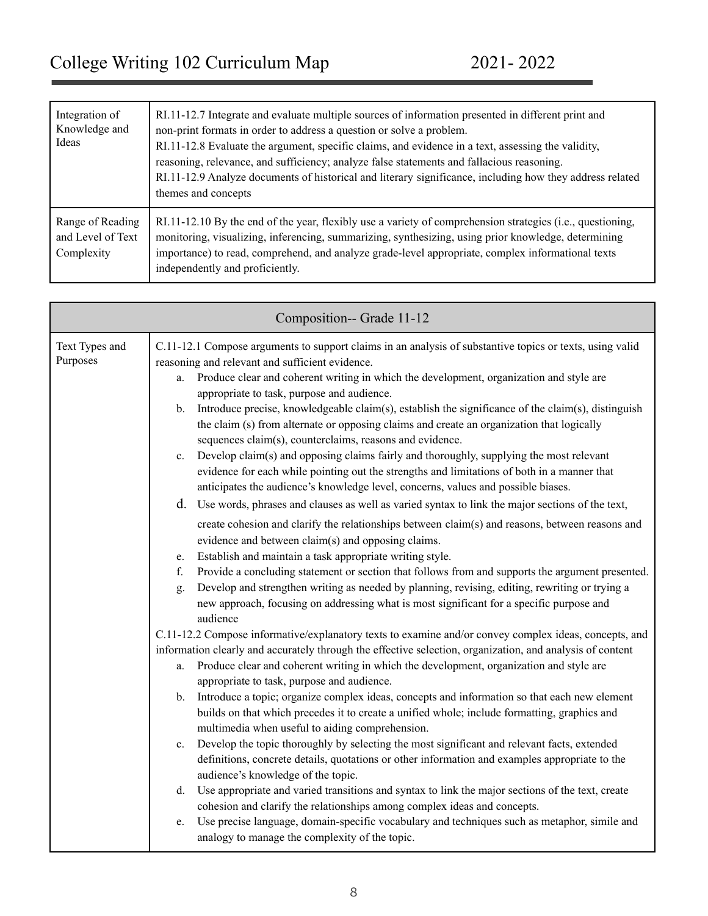| | |
|---|---|
| Integration of Knowledge and Ideas | RI.11-12.7 Integrate and evaluate multiple sources of information presented in different print and non-print formats in order to address a question or solve a problem.<br>RI.11-12.8 Evaluate the argument, specific claims, and evidence in a text, assessing the validity, reasoning, relevance, and sufficiency; analyze false statements and fallacious reasoning.<br>RI.11-12.9 Analyze documents of historical and literary significance, including how they address related themes and concepts |
| Range of Reading and Level of Text Complexity | RI.11-12.10 By the end of the year, flexibly use a variety of comprehension strategies (i.e., questioning, monitoring, visualizing, inferencing, summarizing, synthesizing, using prior knowledge, determining importance) to read, comprehend, and analyze grade-level appropriate, complex informational texts independently and proficiently. |

| Composition-- Grade 11-12 | |
|---|---|
| Text Types and Purposes | C.11-12.1 Compose arguments to support claims in an analysis of substantive topics or texts, using valid reasoning and relevant and sufficient evidence.<br>a. Produce clear and coherent writing in which the development, organization and style are appropriate to task, purpose and audience.<br>b. Introduce precise, knowledgeable claim(s), establish the significance of the claim(s), distinguish the claim (s) from alternate or opposing claims and create an organization that logically sequences claim(s), counterclaims, reasons and evidence.<br>c. Develop claim(s) and opposing claims fairly and thoroughly, supplying the most relevant evidence for each while pointing out the strengths and limitations of both in a manner that anticipates the audience's knowledge level, concerns, values and possible biases.<br>d. Use words, phrases and clauses as well as varied syntax to link the major sections of the text, create cohesion and clarify the relationships between claim(s) and reasons, between reasons and evidence and between claim(s) and opposing claims.<br>e. Establish and maintain a task appropriate writing style.<br>f. Provide a concluding statement or section that follows from and supports the argument presented.<br>g. Develop and strengthen writing as needed by planning, revising, editing, rewriting or trying a new approach, focusing on addressing what is most significant for a specific purpose and audience<br>C.11-12.2 Compose informative/explanatory texts to examine and/or convey complex ideas, concepts, and information clearly and accurately through the effective selection, organization, and analysis of content<br>a. Produce clear and coherent writing in which the development, organization and style are appropriate to task, purpose and audience.<br>b. Introduce a topic; organize complex ideas, concepts and information so that each new element builds on that which precedes it to create a unified whole; include formatting, graphics and multimedia when useful to aiding comprehension.<br>c. Develop the topic thoroughly by selecting the most significant and relevant facts, extended definitions, concrete details, quotations or other information and examples appropriate to the audience's knowledge of the topic.<br>d. Use appropriate and varied transitions and syntax to link the major sections of the text, create cohesion and clarify the relationships among complex ideas and concepts.<br>e. Use precise language, domain-specific vocabulary and techniques such as metaphor, simile and analogy to manage the complexity of the topic. |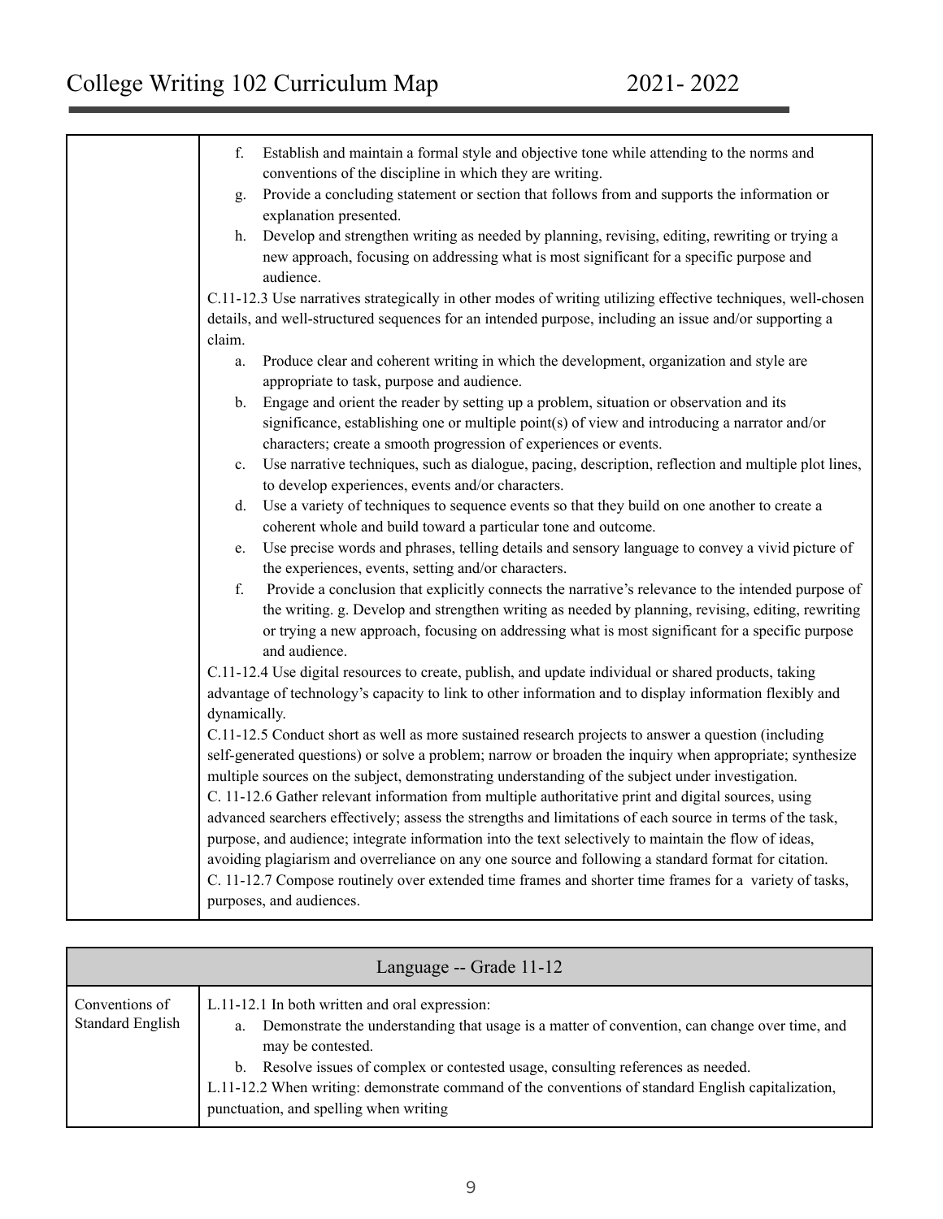| | |
|---|---|
| | f. Establish and maintain a formal style and objective tone while attending to the norms and conventions of the discipline in which they are writing.<br>g. Provide a concluding statement or section that follows from and supports the information or explanation presented.<br>h. Develop and strengthen writing as needed by planning, revising, editing, rewriting or trying a new approach, focusing on addressing what is most significant for a specific purpose and audience.<br>C.11-12.3 Use narratives strategically in other modes of writing utilizing effective techniques, well-chosen details, and well-structured sequences for an intended purpose, including an issue and/or supporting a claim.<br>a. Produce clear and coherent writing in which the development, organization and style are appropriate to task, purpose and audience.<br>b. Engage and orient the reader by setting up a problem, situation or observation and its significance, establishing one or multiple point(s) of view and introducing a narrator and/or characters; create a smooth progression of experiences or events.<br>c. Use narrative techniques, such as dialogue, pacing, description, reflection and multiple plot lines, to develop experiences, events and/or characters.<br>d. Use a variety of techniques to sequence events so that they build on one another to create a coherent whole and build toward a particular tone and outcome.<br>e. Use precise words and phrases, telling details and sensory language to convey a vivid picture of the experiences, events, setting and/or characters.<br>f. Provide a conclusion that explicitly connects the narrative's relevance to the intended purpose of the writing. g. Develop and strengthen writing as needed by planning, revising, editing, rewriting or trying a new approach, focusing on addressing what is most significant for a specific purpose and audience.<br>C.11-12.4 Use digital resources to create, publish, and update individual or shared products, taking advantage of technology's capacity to link to other information and to display information flexibly and dynamically.<br>C.11-12.5 Conduct short as well as more sustained research projects to answer a question (including self-generated questions) or solve a problem; narrow or broaden the inquiry when appropriate; synthesize multiple sources on the subject, demonstrating understanding of the subject under investigation.<br>C. 11-12.6 Gather relevant information from multiple authoritative print and digital sources, using advanced searchers effectively; assess the strengths and limitations of each source in terms of the task, purpose, and audience; integrate information into the text selectively to maintain the flow of ideas, avoiding plagiarism and overreliance on any one source and following a standard format for citation.<br>C. 11-12.7 Compose routinely over extended time frames and shorter time frames for a variety of tasks, purposes, and audiences. |

| Language -- Grade 11-12 | |
|---|---|
| Conventions of Standard English | L.11-12.1 In both written and oral expression:<br>a. Demonstrate the understanding that usage is a matter of convention, can change over time, and may be contested.<br>b. Resolve issues of complex or contested usage, consulting references as needed.<br>L.11-12.2 When writing: demonstrate command of the conventions of standard English capitalization, punctuation, and spelling when writing |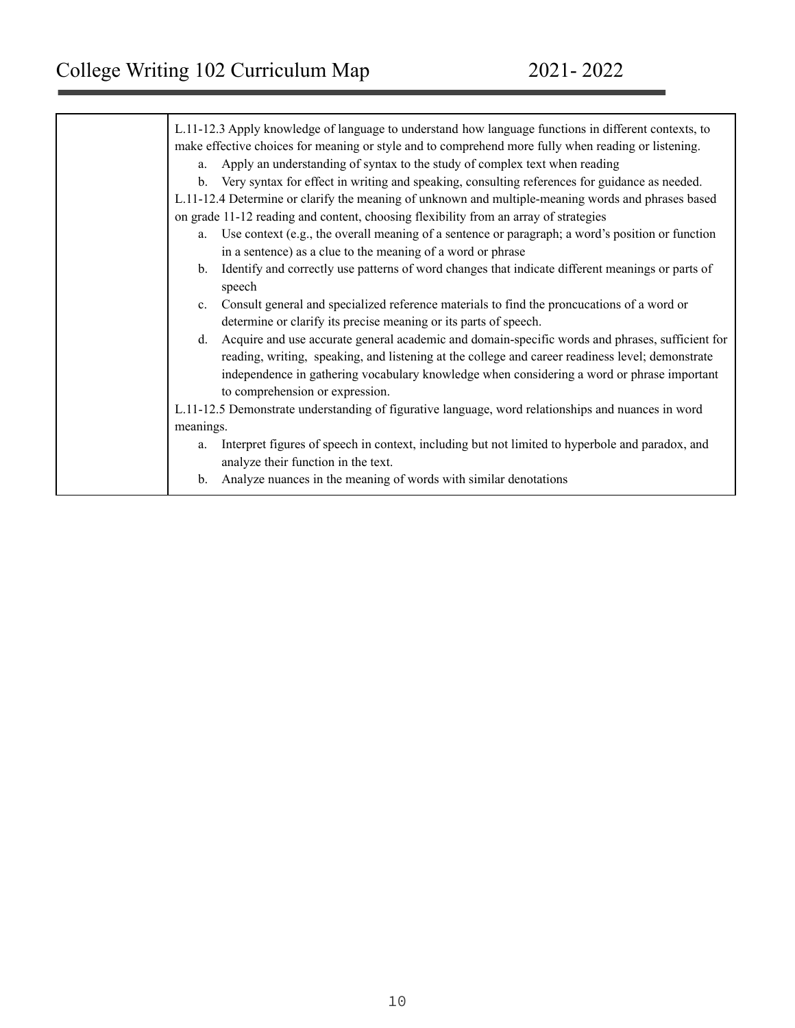| | |
|---|---|
| | L.11-12.3 Apply knowledge of language to understand how language functions in different contexts, to make effective choices for meaning or style and to comprehend more fully when reading or listening.<br>a. Apply an understanding of syntax to the study of complex text when reading<br>b. Very syntax for effect in writing and speaking, consulting references for guidance as needed.<br>L.11-12.4 Determine or clarify the meaning of unknown and multiple-meaning words and phrases based on grade 11-12 reading and content, choosing flexibility from an array of strategies<br>a. Use context (e.g., the overall meaning of a sentence or paragraph; a word's position or function in a sentence) as a clue to the meaning of a word or phrase<br>b. Identify and correctly use patterns of word changes that indicate different meanings or parts of speech<br>c. Consult general and specialized reference materials to find the proncucations of a word or determine or clarify its precise meaning or its parts of speech.<br>d. Acquire and use accurate general academic and domain-specific words and phrases, sufficient for reading, writing, speaking, and listening at the college and career readiness level; demonstrate independence in gathering vocabulary knowledge when considering a word or phrase important to comprehension or expression.<br>L.11-12.5 Demonstrate understanding of figurative language, word relationships and nuances in word meanings.<br>a. Interpret figures of speech in context, including but not limited to hyperbole and paradox, and analyze their function in the text.<br>b. Analyze nuances in the meaning of words with similar denotations |